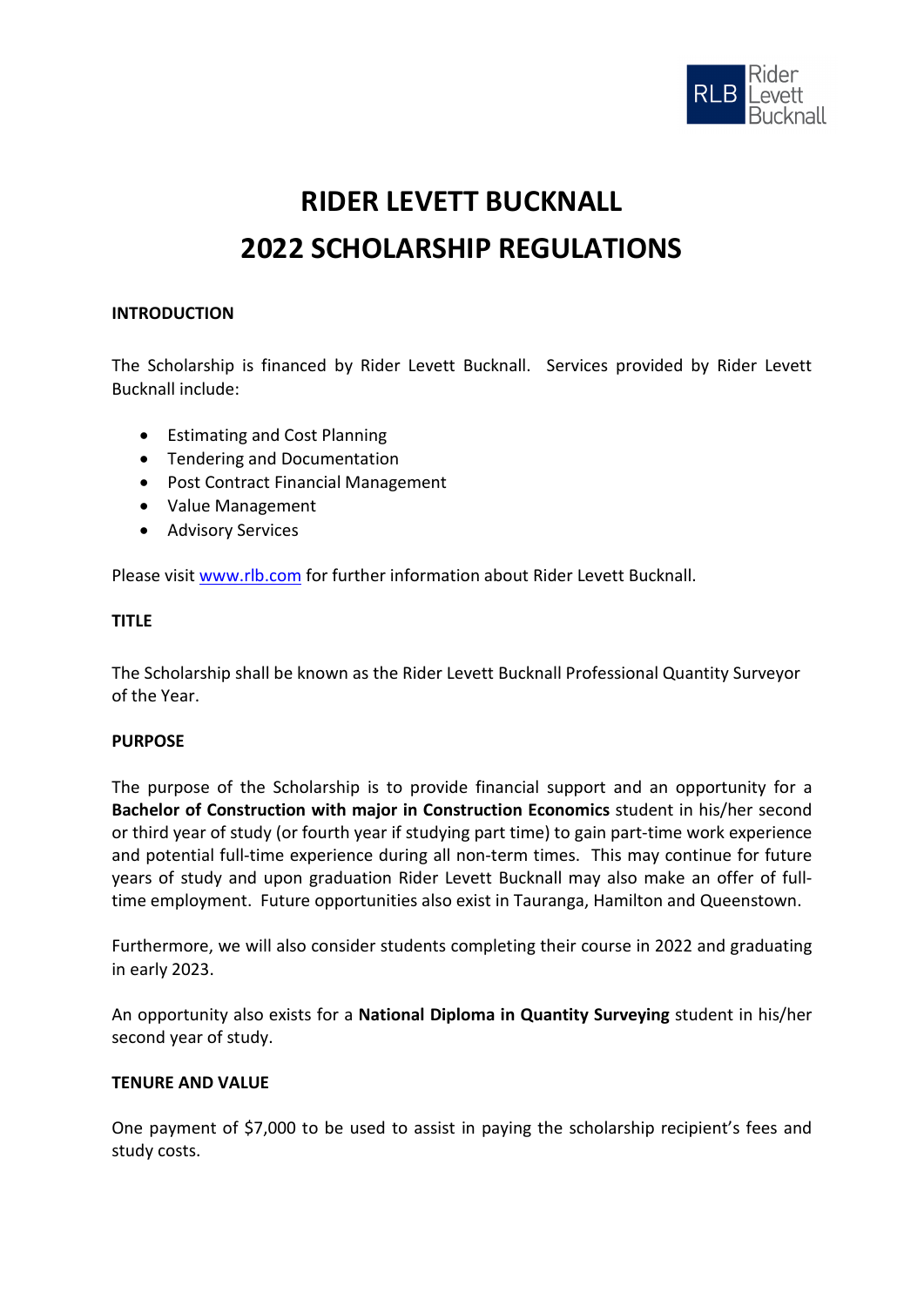# RIDER LEVETT BUCKNALL
# 2022 SCHOLARSHIP REGULATIONS

**INTRODUCTION**

The Scholarship is financed by Rider Levett Bucknall. Services provided by Rider Levett Bucknall include:

- Estimating and Cost Planning
- Tendering and Documentation
- Post Contract Financial Management
- Value Management
- Advisory Services

Please visit www.rlb.com for further information about Rider Levett Bucknall.

**TITLE**

The Scholarship shall be known as the Rider Levett Bucknall Professional Quantity Surveyor of the Year.

**PURPOSE**

The purpose of the Scholarship is to provide financial support and an opportunity for a **Bachelor of Construction with major in Construction Economics** student in his/her second or third year of study (or fourth year if studying part time) to gain part-time work experience and potential full-time experience during all non-term times. This may continue for future years of study and upon graduation Rider Levett Bucknall may also make an offer of full-time employment. Future opportunities also exist in Tauranga, Hamilton and Queenstown.

Furthermore, we will also consider students completing their course in 2022 and graduating in early 2023.

An opportunity also exists for a **National Diploma in Quantity Surveying** student in his/her second year of study.

**TENURE AND VALUE**

One payment of $7,000 to be used to assist in paying the scholarship recipient's fees and study costs.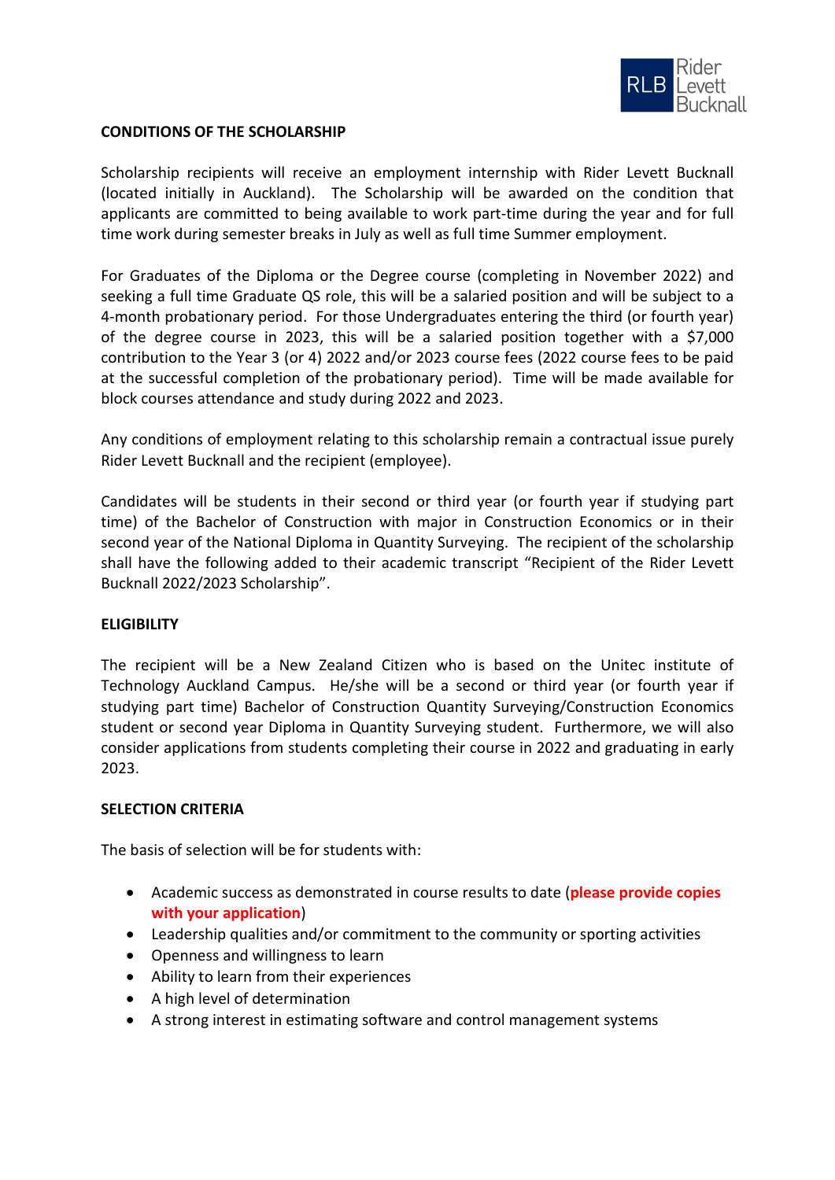## CONDITIONS OF THE SCHOLARSHIP

Scholarship recipients will receive an employment internship with Rider Levett Bucknall (located initially in Auckland). The Scholarship will be awarded on the condition that applicants are committed to being available to work part-time during the year and for full time work during semester breaks in July as well as full time Summer employment.

For Graduates of the Diploma or the Degree course (completing in November 2022) and seeking a full time Graduate QS role, this will be a salaried position and will be subject to a 4-month probationary period. For those Undergraduates entering the third (or fourth year) of the degree course in 2023, this will be a salaried position together with a $7,000 contribution to the Year 3 (or 4) 2022 and/or 2023 course fees (2022 course fees to be paid at the successful completion of the probationary period). Time will be made available for block courses attendance and study during 2022 and 2023.

Any conditions of employment relating to this scholarship remain a contractual issue purely Rider Levett Bucknall and the recipient (employee).

Candidates will be students in their second or third year (or fourth year if studying part time) of the Bachelor of Construction with major in Construction Economics or in their second year of the National Diploma in Quantity Surveying. The recipient of the scholarship shall have the following added to their academic transcript "Recipient of the Rider Levett Bucknall 2022/2023 Scholarship".

## ELIGIBILITY

The recipient will be a New Zealand Citizen who is based on the Unitec institute of Technology Auckland Campus. He/she will be a second or third year (or fourth year if studying part time) Bachelor of Construction Quantity Surveying/Construction Economics student or second year Diploma in Quantity Surveying student. Furthermore, we will also consider applications from students completing their course in 2022 and graduating in early 2023.

## SELECTION CRITERIA

The basis of selection will be for students with:

- Academic success as demonstrated in course results to date (**please provide copies with your application**)
- Leadership qualities and/or commitment to the community or sporting activities
- Openness and willingness to learn
- Ability to learn from their experiences
- A high level of determination
- A strong interest in estimating software and control management systems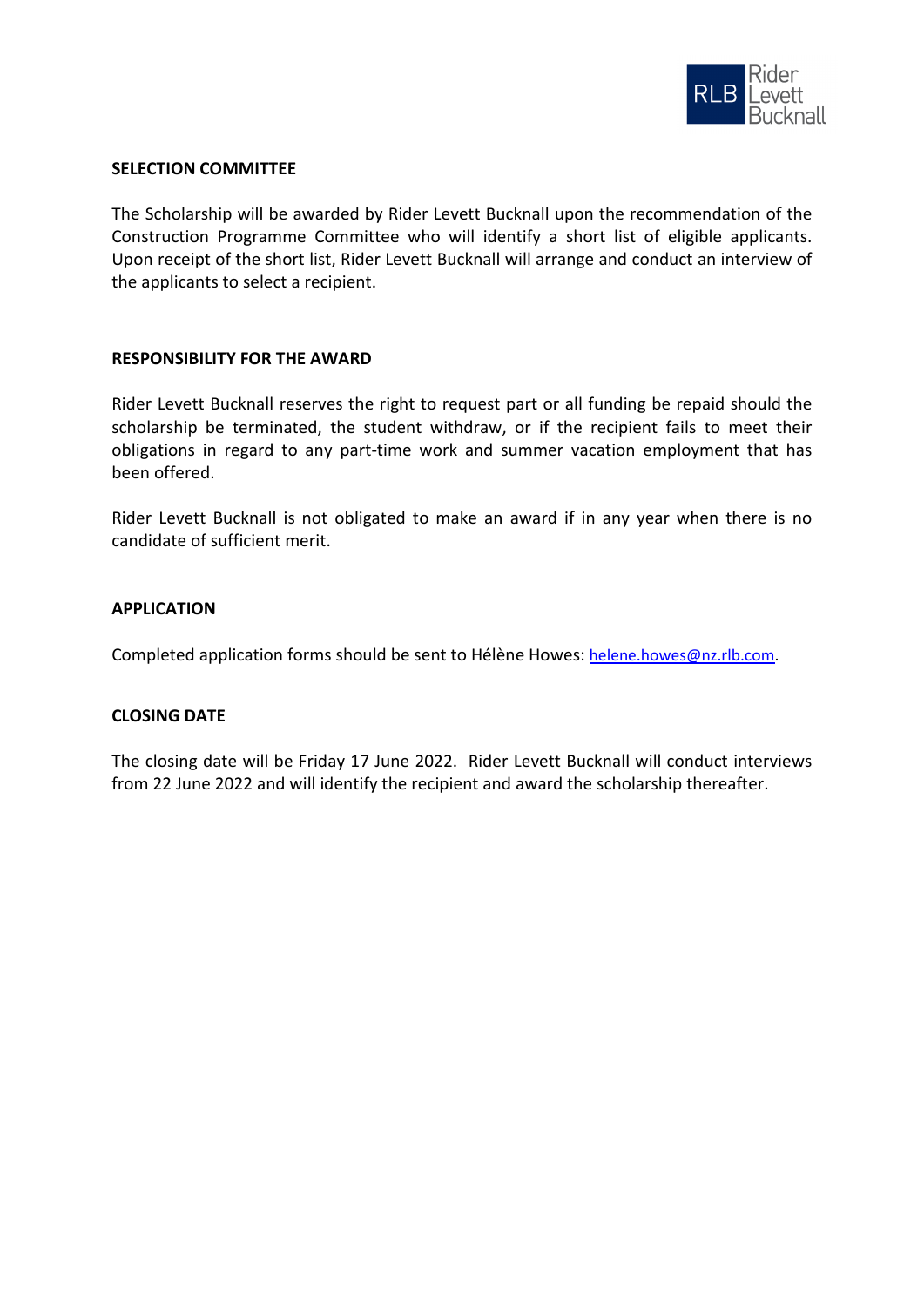## SELECTION COMMITTEE

The Scholarship will be awarded by Rider Levett Bucknall upon the recommendation of the Construction Programme Committee who will identify a short list of eligible applicants. Upon receipt of the short list, Rider Levett Bucknall will arrange and conduct an interview of the applicants to select a recipient.

## RESPONSIBILITY FOR THE AWARD

Rider Levett Bucknall reserves the right to request part or all funding be repaid should the scholarship be terminated, the student withdraw, or if the recipient fails to meet their obligations in regard to any part-time work and summer vacation employment that has been offered.

Rider Levett Bucknall is not obligated to make an award if in any year when there is no candidate of sufficient merit.

## APPLICATION

Completed application forms should be sent to Hélène Howes: helene.howes@nz.rlb.com.

## CLOSING DATE

The closing date will be Friday 17 June 2022. Rider Levett Bucknall will conduct interviews from 22 June 2022 and will identify the recipient and award the scholarship thereafter.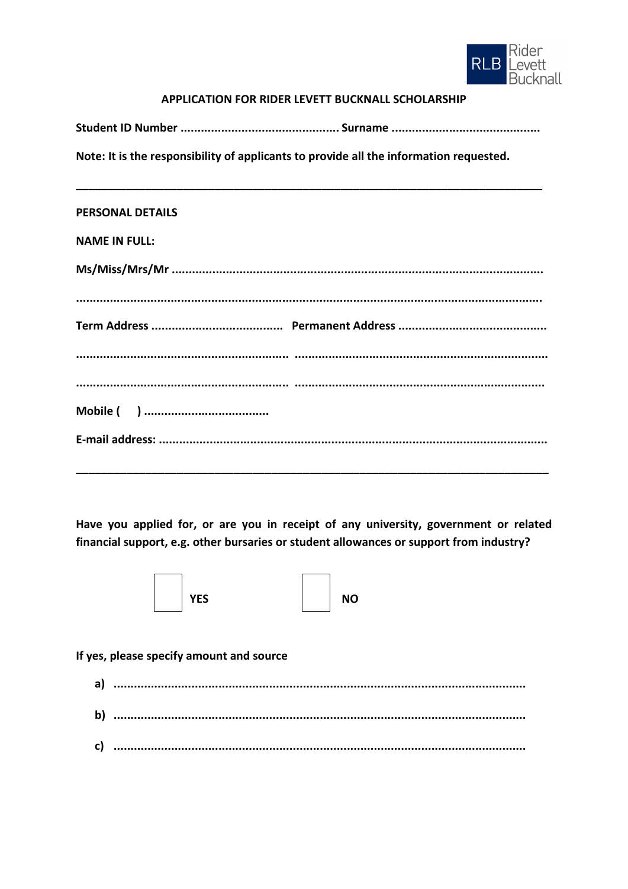**APPLICATION FOR RIDER LEVETT BUCKNALL SCHOLARSHIP**

**Student ID Number ............................................... Surname ............................................**

**Note: It is the responsibility of applicants to provide all the information requested.**

---

**PERSONAL DETAILS**

**NAME IN FULL:**

**Ms/Miss/Mrs/Mr ............................................................................................................**

**.........................................................................................................................................**

**Term Address ...................................... Permanent Address ...........................................**

**.............................................................. ..........................................................................**

**.............................................................. ..........................................................................**

**Mobile ( ) .....................................**

**E-mail address: ................................................................................................................**

---

**Have you applied for, or are you in receipt of any university, government or related financial support, e.g. other bursaries or student allowances or support from industry?**

☐ **YES** ☐ **NO**

**If yes, please specify amount and source**

**a) .........................................................................................................................**

**b) .........................................................................................................................**

**c) .........................................................................................................................**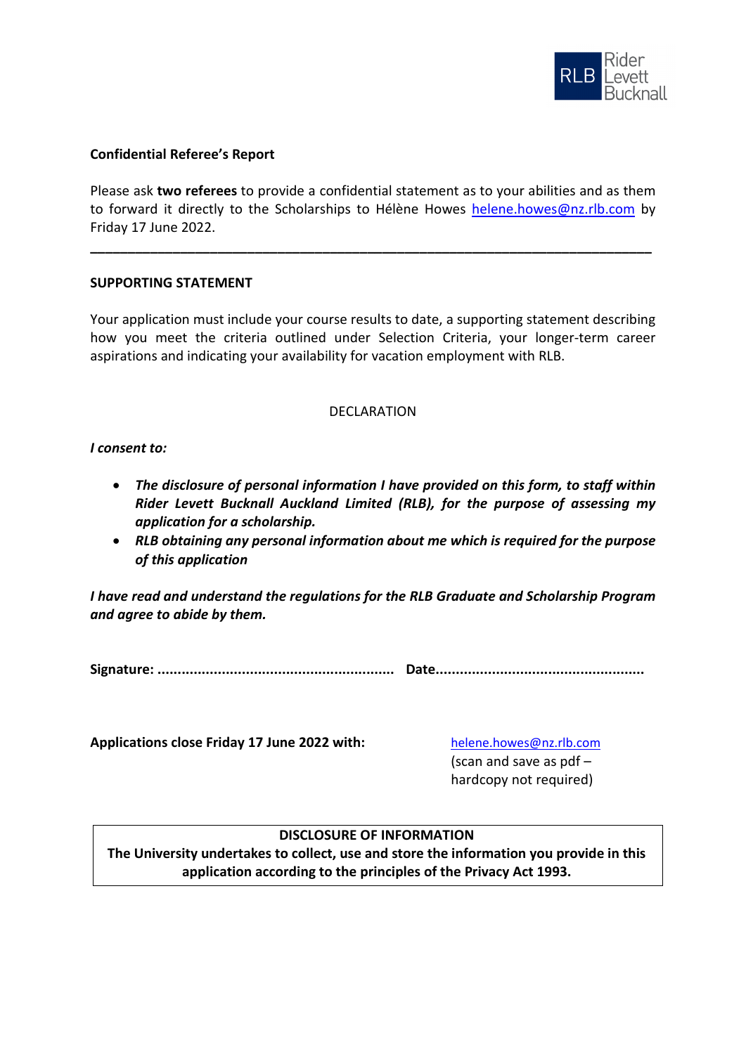Rider Levett Bucknall

**Confidential Referee's Report**

Please ask **two referees** to provide a confidential statement as to your abilities and as them to forward it directly to the Scholarships to Hélène Howes helene.howes@nz.rlb.com by Friday 17 June 2022.

---

**SUPPORTING STATEMENT**

Your application must include your course results to date, a supporting statement describing how you meet the criteria outlined under Selection Criteria, your longer-term career aspirations and indicating your availability for vacation employment with RLB.

DECLARATION

***I consent to:***

- ***The disclosure of personal information I have provided on this form, to staff within Rider Levett Bucknall Auckland Limited (RLB), for the purpose of assessing my application for a scholarship.***
- ***RLB obtaining any personal information about me which is required for the purpose of this application***

***I have read and understand the regulations for the RLB Graduate and Scholarship Program and agree to abide by them.***

**Signature: ......................................................... Date..................................................**

**Applications close Friday 17 June 2022 with:** helene.howes@nz.rlb.com (scan and save as pdf – hardcopy not required)

| **DISCLOSURE OF INFORMATION** |
| --- |
| **The University undertakes to collect, use and store the information you provide in this application according to the principles of the Privacy Act 1993.** |